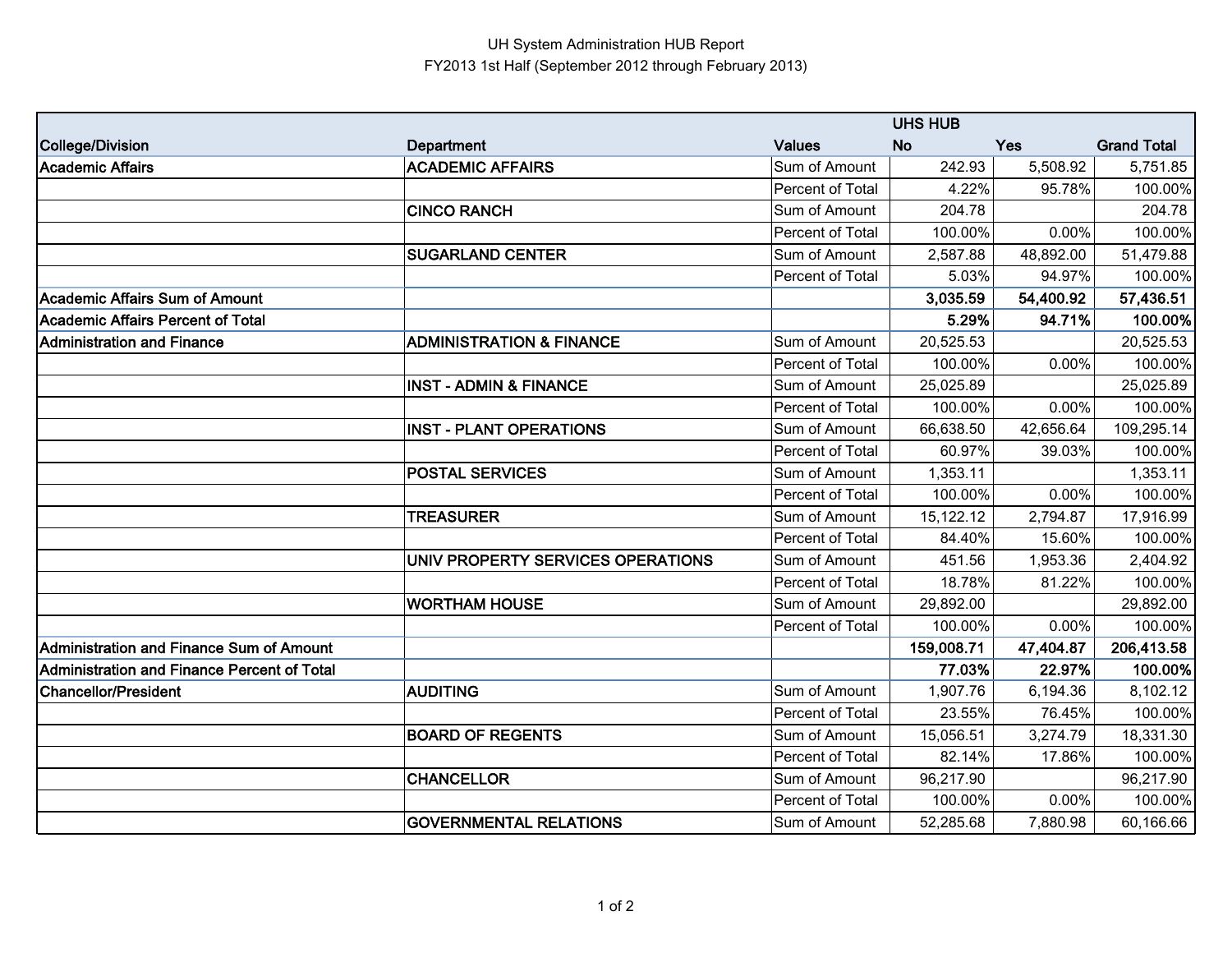UH System Administration HUB Report

FY2013 1st Half (September 2012 through February 2013)

| | | | UHS HUB | | |
|---|---|---|---|---|---|
| **College/Division** | **Department** | **Values** | **No** | **Yes** | **Grand Total** |
| **Academic Affairs** | **ACADEMIC AFFAIRS** | Sum of Amount | 242.93 | 5,508.92 | 5,751.85 |
| | | Percent of Total | 4.22% | 95.78% | 100.00% |
| | **CINCO RANCH** | Sum of Amount | 204.78 | | 204.78 |
| | | Percent of Total | 100.00% | 0.00% | 100.00% |
| | **SUGARLAND CENTER** | Sum of Amount | 2,587.88 | 48,892.00 | 51,479.88 |
| | | Percent of Total | 5.03% | 94.97% | 100.00% |
| **Academic Affairs Sum of Amount** | | | **3,035.59** | **54,400.92** | **57,436.51** |
| **Academic Affairs Percent of Total** | | | **5.29%** | **94.71%** | **100.00%** |
| **Administration and Finance** | **ADMINISTRATION & FINANCE** | Sum of Amount | 20,525.53 | | 20,525.53 |
| | | Percent of Total | 100.00% | 0.00% | 100.00% |
| | **INST - ADMIN & FINANCE** | Sum of Amount | 25,025.89 | | 25,025.89 |
| | | Percent of Total | 100.00% | 0.00% | 100.00% |
| | **INST - PLANT OPERATIONS** | Sum of Amount | 66,638.50 | 42,656.64 | 109,295.14 |
| | | Percent of Total | 60.97% | 39.03% | 100.00% |
| | **POSTAL SERVICES** | Sum of Amount | 1,353.11 | | 1,353.11 |
| | | Percent of Total | 100.00% | 0.00% | 100.00% |
| | **TREASURER** | Sum of Amount | 15,122.12 | 2,794.87 | 17,916.99 |
| | | Percent of Total | 84.40% | 15.60% | 100.00% |
| | **UNIV PROPERTY SERVICES OPERATIONS** | Sum of Amount | 451.56 | 1,953.36 | 2,404.92 |
| | | Percent of Total | 18.78% | 81.22% | 100.00% |
| | **WORTHAM HOUSE** | Sum of Amount | 29,892.00 | | 29,892.00 |
| | | Percent of Total | 100.00% | 0.00% | 100.00% |
| **Administration and Finance Sum of Amount** | | | **159,008.71** | **47,404.87** | **206,413.58** |
| **Administration and Finance Percent of Total** | | | **77.03%** | **22.97%** | **100.00%** |
| **Chancellor/President** | **AUDITING** | Sum of Amount | 1,907.76 | 6,194.36 | 8,102.12 |
| | | Percent of Total | 23.55% | 76.45% | 100.00% |
| | **BOARD OF REGENTS** | Sum of Amount | 15,056.51 | 3,274.79 | 18,331.30 |
| | | Percent of Total | 82.14% | 17.86% | 100.00% |
| | **CHANCELLOR** | Sum of Amount | 96,217.90 | | 96,217.90 |
| | | Percent of Total | 100.00% | 0.00% | 100.00% |
| | **GOVERNMENTAL RELATIONS** | Sum of Amount | 52,285.68 | 7,880.98 | 60,166.66 |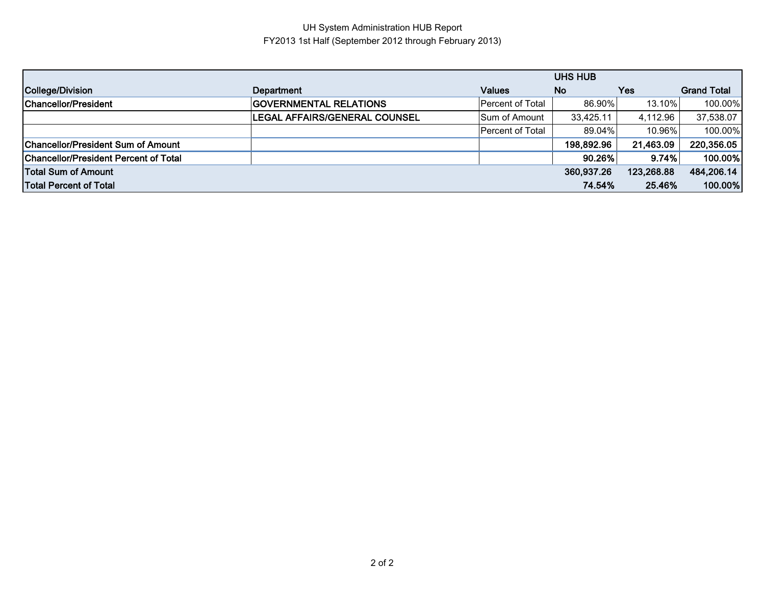UH System Administration HUB Report
FY2013 1st Half (September 2012 through February 2013)

| | | | UHS HUB | | |
|---|---|---|---|---|---|
| **College/Division** | **Department** | **Values** | **No** | **Yes** | **Grand Total** |
| **Chancellor/President** | **GOVERNMENTAL RELATIONS** | Percent of Total | 86.90% | 13.10% | 100.00% |
| | **LEGAL AFFAIRS/GENERAL COUNSEL** | Sum of Amount | 33,425.11 | 4,112.96 | 37,538.07 |
| | | Percent of Total | 89.04% | 10.96% | 100.00% |
| **Chancellor/President Sum of Amount** | | | **198,892.96** | **21,463.09** | **220,356.05** |
| **Chancellor/President Percent of Total** | | | **90.26%** | **9.74%** | **100.00%** |
| **Total Sum of Amount** | | | **360,937.26** | **123,268.88** | **484,206.14** |
| **Total Percent of Total** | | | **74.54%** | **25.46%** | **100.00%** |